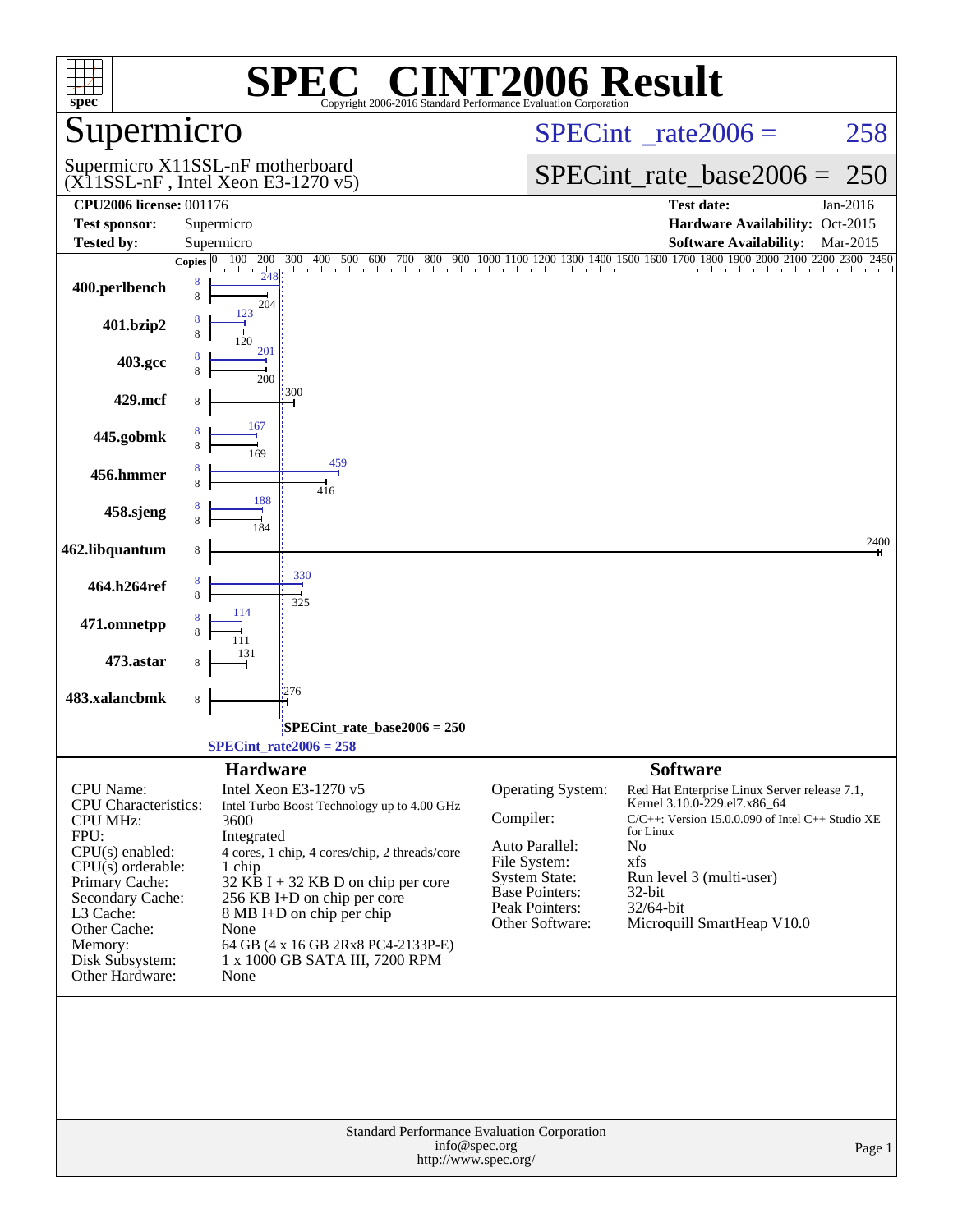# SPEC® CINT2006 Result

Copyright 2006-2016 Standard Performance Evaluation Corporation

## Supermicro

Supermicro X11SSL-nF motherboard
(X11SSL-nF , Intel Xeon E3-1270 v5)

SPECint_rate2006 = 258

SPECint_rate_base2006 = 250

| | | | |
|---|---|---|---|
| **CPU2006 license:** 001176 | | **Test date:** | Jan-2016 |
| **Test sponsor:** | Supermicro | **Hardware Availability:** | Oct-2015 |
| **Tested by:** | Supermicro | **Software Availability:** | Mar-2015 |

| Benchmark | Copies (peak) | Peak | Copies (base) | Base |
|---|---|---|---|---|
| 400.perlbench | 8 | 248 | 8 | 204 |
| 401.bzip2 | 8 | 123 | 8 | 120 |
| 403.gcc | 8 | 201 | 8 | 200 |
| 429.mcf | | | 8 | 300 |
| 445.gobmk | 8 | 167 | 8 | 169 |
| 456.hmmer | 8 | 459 | 8 | 416 |
| 458.sjeng | 8 | 188 | 8 | 184 |
| 462.libquantum | | | 8 | 2400 |
| 464.h264ref | 8 | 330 | 8 | 325 |
| 471.omnetpp | 8 | 114 | 8 | 111 |
| 473.astar | | | 8 | 131 |
| 483.xalancbmk | | | 8 | 276 |

SPECint_rate_base2006 = 250

SPECint_rate2006 = 258

## Hardware

| | |
|---|---|
| CPU Name: | Intel Xeon E3-1270 v5 |
| CPU Characteristics: | Intel Turbo Boost Technology up to 4.00 GHz |
| CPU MHz: | 3600 |
| FPU: | Integrated |
| CPU(s) enabled: | 4 cores, 1 chip, 4 cores/chip, 2 threads/core |
| CPU(s) orderable: | 1 chip |
| Primary Cache: | 32 KB I + 32 KB D on chip per core |
| Secondary Cache: | 256 KB I+D on chip per core |
| L3 Cache: | 8 MB I+D on chip per chip |
| Other Cache: | None |
| Memory: | 64 GB (4 x 16 GB 2Rx8 PC4-2133P-E) |
| Disk Subsystem: | 1 x 1000 GB SATA III, 7200 RPM |
| Other Hardware: | None |

## Software

| | |
|---|---|
| Operating System: | Red Hat Enterprise Linux Server release 7.1, Kernel 3.10.0-229.el7.x86_64 |
| Compiler: | C/C++: Version 15.0.0.090 of Intel C++ Studio XE for Linux |
| Auto Parallel: | No |
| File System: | xfs |
| System State: | Run level 3 (multi-user) |
| Base Pointers: | 32-bit |
| Peak Pointers: | 32/64-bit |
| Other Software: | Microquill SmartHeap V10.0 |

Standard Performance Evaluation Corporation
info@spec.org
http://www.spec.org/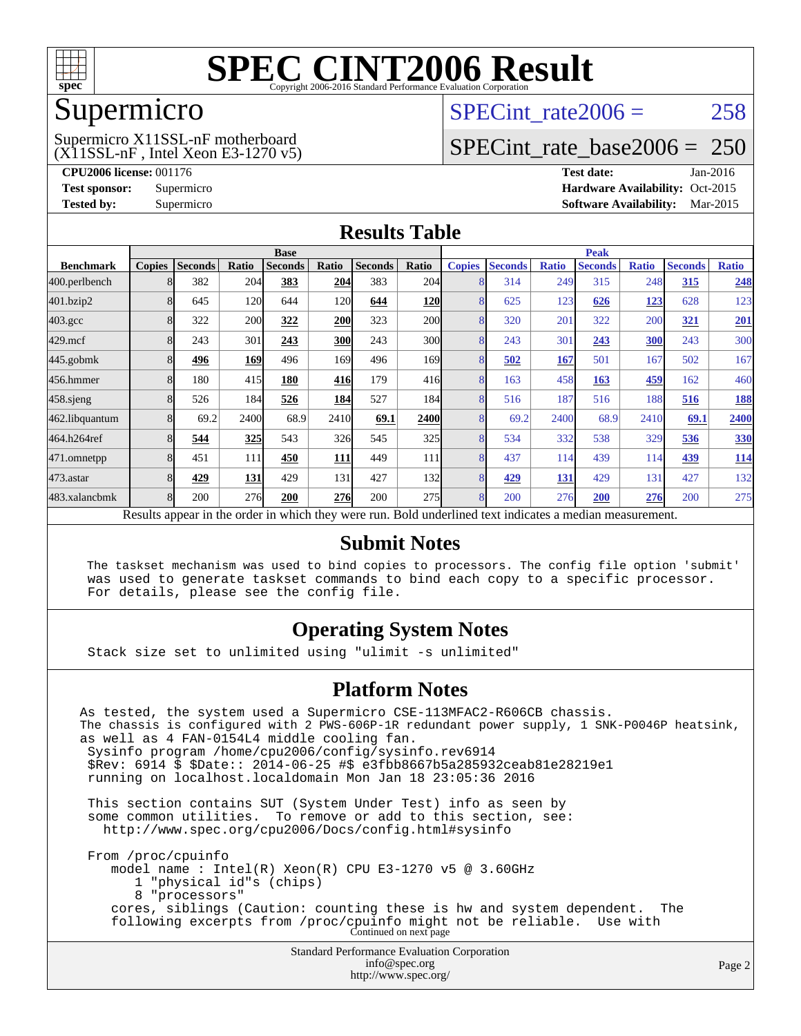# SPEC CINT2006 Result

Copyright 2006-2016 Standard Performance Evaluation Corporation

# Supermicro

Supermicro X11SSL-nF motherboard
(X11SSL-nF , Intel Xeon E3-1270 v5)

SPECint_rate2006 = 258

SPECint_rate_base2006 = 250

**CPU2006 license:** 001176
**Test sponsor:** Supermicro
**Tested by:** Supermicro

**Test date:** Jan-2016
**Hardware Availability:** Oct-2015
**Software Availability:** Mar-2015

## Results Table

| | Base | | | | | | | Peak | | | | | | |
|---|---|---|---|---|---|---|---|---|---|---|---|---|---|---|
| **Benchmark** | **Copies** | **Seconds** | **Ratio** | **Seconds** | **Ratio** | **Seconds** | **Ratio** | **Copies** | **Seconds** | **Ratio** | **Seconds** | **Ratio** | **Seconds** | **Ratio** |
| 400.perlbench | 8 | 382 | 204 | **383** | **204** | 383 | 204 | 8 | 314 | 249 | 315 | 248 | **315** | **248** |
| 401.bzip2 | 8 | 645 | 120 | 644 | 120 | **644** | **120** | 8 | 625 | 123 | **626** | **123** | 628 | 123 |
| 403.gcc | 8 | 322 | 200 | **322** | **200** | 323 | 200 | 8 | 320 | 201 | 322 | 200 | **321** | **201** |
| 429.mcf | 8 | 243 | 301 | **243** | **300** | 243 | 300 | 8 | 243 | 301 | **243** | **300** | 243 | 300 |
| 445.gobmk | 8 | **496** | **169** | 496 | 169 | 496 | 169 | 8 | **502** | **167** | 501 | 167 | 502 | 167 |
| 456.hmmer | 8 | 180 | 415 | **180** | **416** | 179 | 416 | 8 | 163 | 458 | **163** | **459** | 162 | 460 |
| 458.sjeng | 8 | 526 | 184 | **526** | **184** | 527 | 184 | 8 | 516 | 187 | 516 | 188 | **516** | **188** |
| 462.libquantum | 8 | 69.2 | 2400 | 68.9 | 2410 | **69.1** | **2400** | 8 | 69.2 | 2400 | 68.9 | 2410 | **69.1** | **2400** |
| 464.h264ref | 8 | **544** | **325** | 543 | 326 | 545 | 325 | 8 | 534 | 332 | 538 | 329 | **536** | **330** |
| 471.omnetpp | 8 | 451 | 111 | **450** | **111** | 449 | 111 | 8 | 437 | 114 | 439 | 114 | **439** | **114** |
| 473.astar | 8 | **429** | **131** | 429 | 131 | 427 | 132 | 8 | **429** | **131** | 429 | 131 | 427 | 132 |
| 483.xalancbmk | 8 | 200 | 276 | **200** | **276** | 200 | 275 | 8 | 200 | 276 | **200** | **276** | 200 | 275 |

Results appear in the order in which they were run. Bold underlined text indicates a median measurement.

## Submit Notes

```
The taskset mechanism was used to bind copies to processors. The config file option 'submit'
was used to generate taskset commands to bind each copy to a specific processor.
For details, please see the config file.
```

## Operating System Notes

```
Stack size set to unlimited using "ulimit -s unlimited"
```

## Platform Notes

```
As tested, the system used a Supermicro CSE-113MFAC2-R606CB chassis.
The chassis is configured with 2 PWS-606P-1R redundant power supply, 1 SNK-P0046P heatsink,
as well as 4 FAN-0154L4 middle cooling fan.
 Sysinfo program /home/cpu2006/config/sysinfo.rev6914
 $Rev: 6914 $ $Date:: 2014-06-25 #$ e3fbb8667b5a285932ceab81e28219e1
 running on localhost.localdomain Mon Jan 18 23:05:36 2016

 This section contains SUT (System Under Test) info as seen by
 some common utilities.  To remove or add to this section, see:
   http://www.spec.org/cpu2006/Docs/config.html#sysinfo

 From /proc/cpuinfo
    model name : Intel(R) Xeon(R) CPU E3-1270 v5 @ 3.60GHz
       1 "physical id"s (chips)
       8 "processors"
    cores, siblings (Caution: counting these is hw and system dependent.  The
    following excerpts from /proc/cpuinfo might not be reliable.  Use with
```

Continued on next page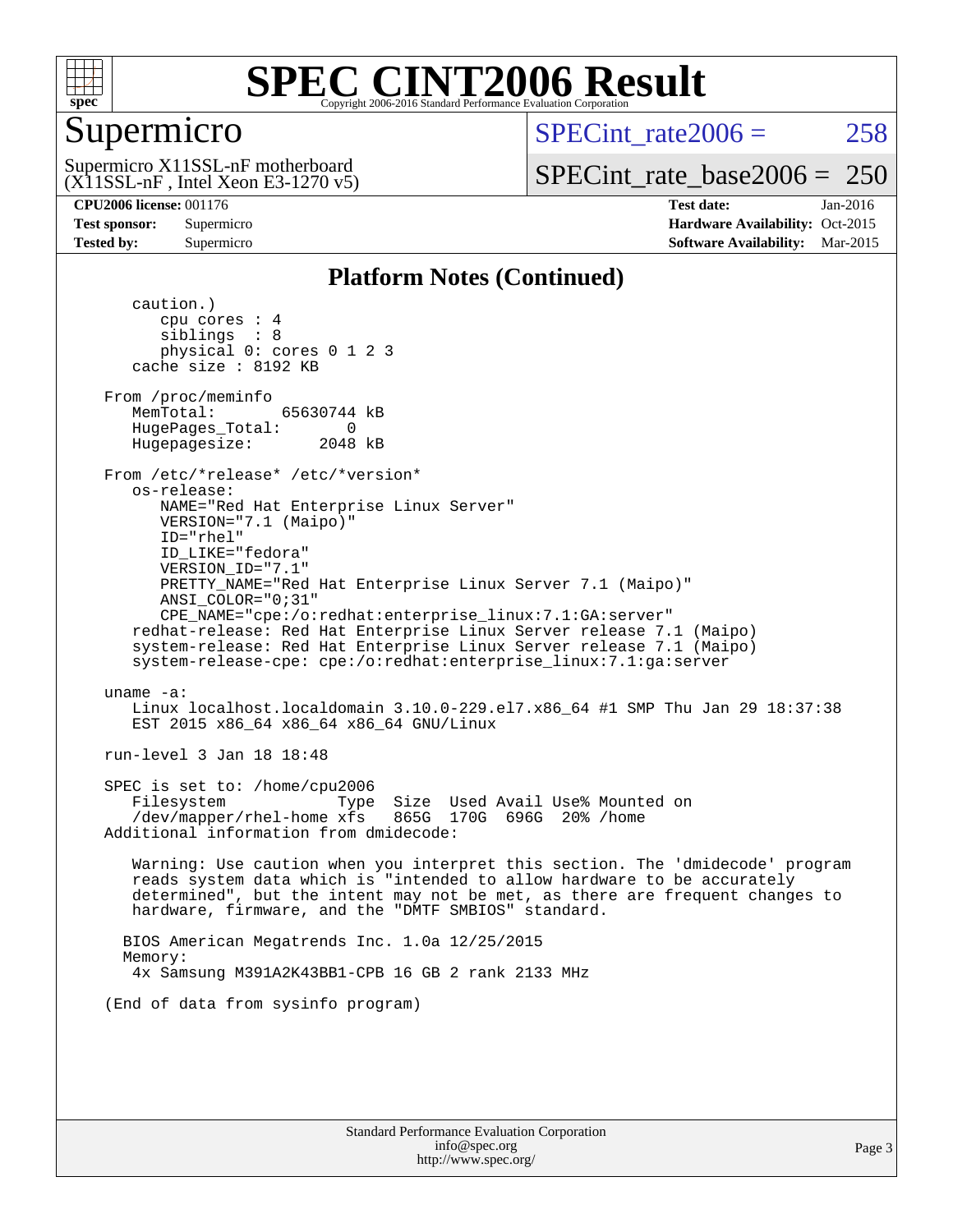# SPEC CINT2006 Result

Copyright 2006-2016 Standard Performance Evaluation Corporation

## Supermicro

Supermicro X11SSL-nF motherboard
(X11SSL-nF , Intel Xeon E3-1270 v5)

SPECint_rate2006 = 258

SPECint_rate_base2006 = 250

**CPU2006 license:** 001176
**Test sponsor:** Supermicro
**Tested by:** Supermicro

**Test date:** Jan-2016
**Hardware Availability:** Oct-2015
**Software Availability:** Mar-2015

## Platform Notes (Continued)

```
      caution.)
         cpu cores : 4
         siblings  : 8
         physical 0: cores 0 1 2 3
      cache size : 8192 KB

   From /proc/meminfo
      MemTotal:       65630744 kB
      HugePages_Total:       0
      Hugepagesize:       2048 kB

   From /etc/*release* /etc/*version*
      os-release:
         NAME="Red Hat Enterprise Linux Server"
         VERSION="7.1 (Maipo)"
         ID="rhel"
         ID_LIKE="fedora"
         VERSION_ID="7.1"
         PRETTY_NAME="Red Hat Enterprise Linux Server 7.1 (Maipo)"
         ANSI_COLOR="0;31"
         CPE_NAME="cpe:/o:redhat:enterprise_linux:7.1:GA:server"
      redhat-release: Red Hat Enterprise Linux Server release 7.1 (Maipo)
      system-release: Red Hat Enterprise Linux Server release 7.1 (Maipo)
      system-release-cpe: cpe:/o:redhat:enterprise_linux:7.1:ga:server

   uname -a:
      Linux localhost.localdomain 3.10.0-229.el7.x86_64 #1 SMP Thu Jan 29 18:37:38
      EST 2015 x86_64 x86_64 x86_64 GNU/Linux

   run-level 3 Jan 18 18:48

   SPEC is set to: /home/cpu2006
      Filesystem            Type  Size  Used Avail Use% Mounted on
      /dev/mapper/rhel-home xfs   865G  170G  696G  20% /home
   Additional information from dmidecode:

      Warning: Use caution when you interpret this section. The 'dmidecode' program
      reads system data which is "intended to allow hardware to be accurately
      determined", but the intent may not be met, as there are frequent changes to
      hardware, firmware, and the "DMTF SMBIOS" standard.

     BIOS American Megatrends Inc. 1.0a 12/25/2015
     Memory:
      4x Samsung M391A2K43BB1-CPB 16 GB 2 rank 2133 MHz

   (End of data from sysinfo program)
```

Standard Performance Evaluation Corporation
info@spec.org
http://www.spec.org/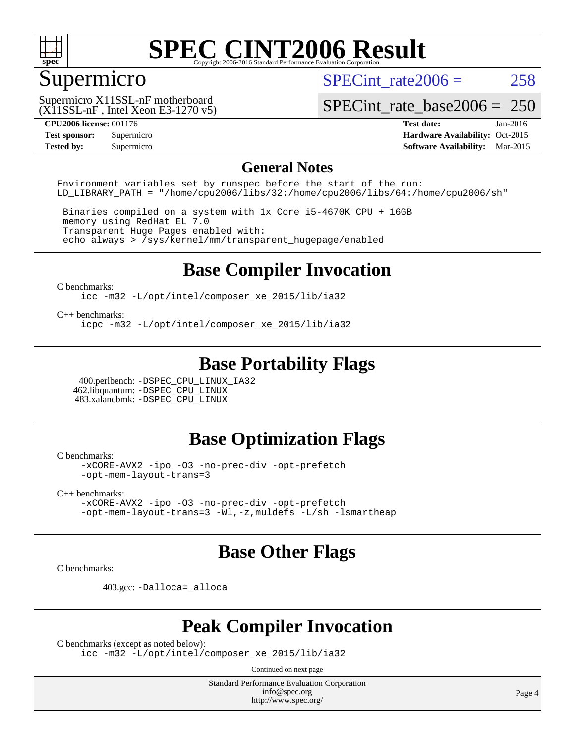# SPEC CINT2006 Result

Copyright 2006-2016 Standard Performance Evaluation Corporation

## Supermicro

Supermicro X11SSL-nF motherboard
(X11SSL-nF , Intel Xeon E3-1270 v5)

SPECint_rate2006 = 258

SPECint_rate_base2006 = 250

| | | | |
|---|---|---|---|
| **CPU2006 license:** 001176 | | **Test date:** | Jan-2016 |
| **Test sponsor:** | Supermicro | **Hardware Availability:** | Oct-2015 |
| **Tested by:** | Supermicro | **Software Availability:** | Mar-2015 |

## General Notes

```
Environment variables set by runspec before the start of the run:
LD_LIBRARY_PATH = "/home/cpu2006/libs/32:/home/cpu2006/libs/64:/home/cpu2006/sh"

 Binaries compiled on a system with 1x Core i5-4670K CPU + 16GB
 memory using RedHat EL 7.0
 Transparent Huge Pages enabled with:
 echo always > /sys/kernel/mm/transparent_hugepage/enabled
```

## Base Compiler Invocation

C benchmarks:
```
icc -m32 -L/opt/intel/composer_xe_2015/lib/ia32
```

C++ benchmarks:
```
icpc -m32 -L/opt/intel/composer_xe_2015/lib/ia32
```

## Base Portability Flags

400.perlbench: `-DSPEC_CPU_LINUX_IA32`
462.libquantum: `-DSPEC_CPU_LINUX`
483.xalancbmk: `-DSPEC_CPU_LINUX`

## Base Optimization Flags

C benchmarks:
```
-xCORE-AVX2 -ipo -O3 -no-prec-div -opt-prefetch
-opt-mem-layout-trans=3
```

C++ benchmarks:
```
-xCORE-AVX2 -ipo -O3 -no-prec-div -opt-prefetch
-opt-mem-layout-trans=3 -Wl,-z,muldefs -L/sh -lsmartheap
```

## Base Other Flags

C benchmarks:

403.gcc: `-Dalloca=_alloca`

## Peak Compiler Invocation

C benchmarks (except as noted below):
```
icc -m32 -L/opt/intel/composer_xe_2015/lib/ia32
```

Continued on next page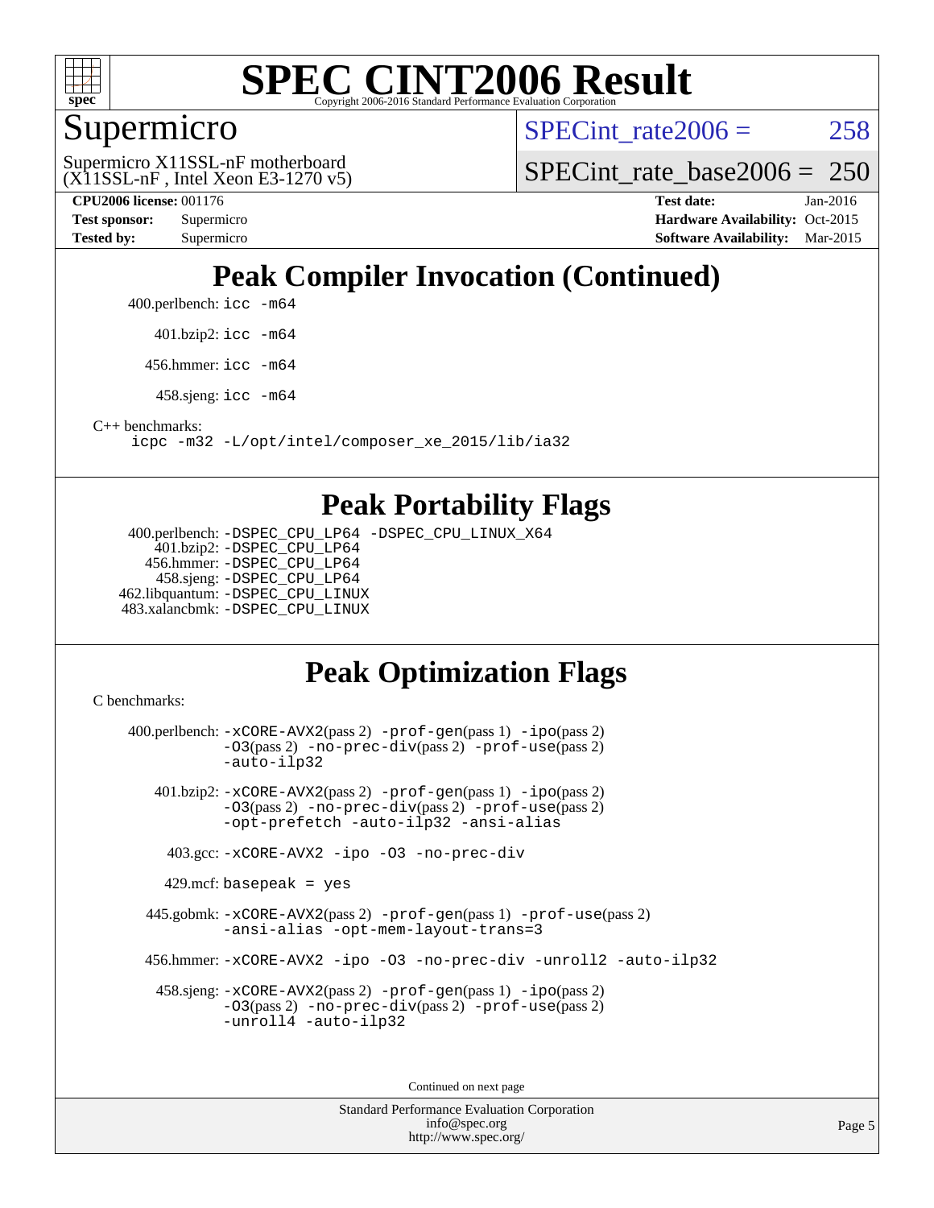# SPEC CINT2006 Result

Copyright 2006-2016 Standard Performance Evaluation Corporation

## Supermicro

Supermicro X11SSL-nF motherboard
(X11SSL-nF , Intel Xeon E3-1270 v5)

SPECint_rate2006 = 258

SPECint_rate_base2006 = 250

**CPU2006 license:** 001176
**Test sponsor:** Supermicro
**Tested by:** Supermicro

**Test date:** Jan-2016
**Hardware Availability:** Oct-2015
**Software Availability:** Mar-2015

## Peak Compiler Invocation (Continued)

400.perlbench: `icc -m64`

401.bzip2: `icc -m64`

456.hmmer: `icc -m64`

458.sjeng: `icc -m64`

C++ benchmarks:

`icpc -m32 -L/opt/intel/composer_xe_2015/lib/ia32`

## Peak Portability Flags

400.perlbench: `-DSPEC_CPU_LP64 -DSPEC_CPU_LINUX_X64`
401.bzip2: `-DSPEC_CPU_LP64`
456.hmmer: `-DSPEC_CPU_LP64`
458.sjeng: `-DSPEC_CPU_LP64`
462.libquantum: `-DSPEC_CPU_LINUX`
483.xalancbmk: `-DSPEC_CPU_LINUX`

## Peak Optimization Flags

C benchmarks:

400.perlbench: `-xCORE-AVX2`(pass 2) `-prof-gen`(pass 1) `-ipo`(pass 2) `-O3`(pass 2) `-no-prec-div`(pass 2) `-prof-use`(pass 2) `-auto-ilp32`

401.bzip2: `-xCORE-AVX2`(pass 2) `-prof-gen`(pass 1) `-ipo`(pass 2) `-O3`(pass 2) `-no-prec-div`(pass 2) `-prof-use`(pass 2) `-opt-prefetch -auto-ilp32 -ansi-alias`

403.gcc: `-xCORE-AVX2 -ipo -O3 -no-prec-div`

429.mcf: `basepeak = yes`

445.gobmk: `-xCORE-AVX2`(pass 2) `-prof-gen`(pass 1) `-prof-use`(pass 2) `-ansi-alias -opt-mem-layout-trans=3`

456.hmmer: `-xCORE-AVX2 -ipo -O3 -no-prec-div -unroll2 -auto-ilp32`

458.sjeng: `-xCORE-AVX2`(pass 2) `-prof-gen`(pass 1) `-ipo`(pass 2) `-O3`(pass 2) `-no-prec-div`(pass 2) `-prof-use`(pass 2) `-unroll4 -auto-ilp32`

Continued on next page

Standard Performance Evaluation Corporation
info@spec.org
http://www.spec.org/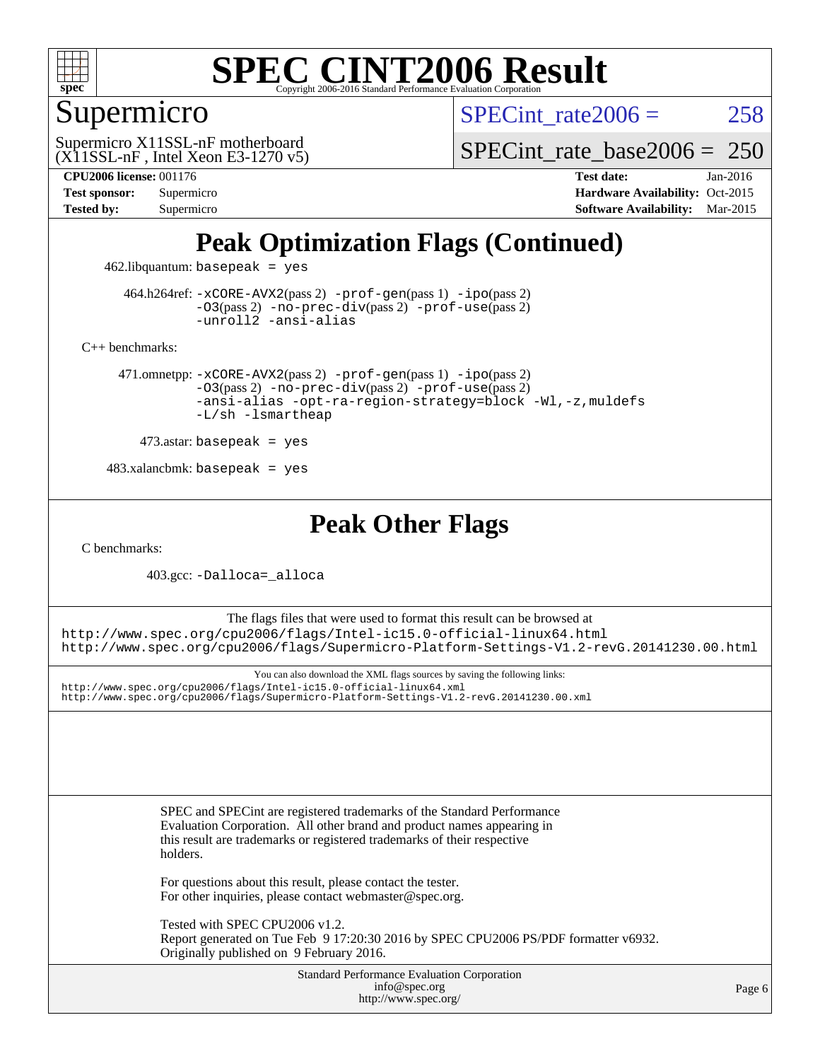# SPEC CINT2006 Result

Copyright 2006-2016 Standard Performance Evaluation Corporation

## Supermicro

Supermicro X11SSL-nF motherboard
(X11SSL-nF , Intel Xeon E3-1270 v5)

SPECint_rate2006 = 258

SPECint_rate_base2006 = 250

**CPU2006 license:** 001176
**Test sponsor:** Supermicro
**Tested by:** Supermicro

**Test date:** Jan-2016
**Hardware Availability:** Oct-2015
**Software Availability:** Mar-2015

## Peak Optimization Flags (Continued)

462.libquantum: `basepeak = yes`

464.h264ref: `-xCORE-AVX2`(pass 2) `-prof-gen`(pass 1) `-ipo`(pass 2) `-O3`(pass 2) `-no-prec-div`(pass 2) `-prof-use`(pass 2) `-unroll2 -ansi-alias`

C++ benchmarks:

471.omnetpp: `-xCORE-AVX2`(pass 2) `-prof-gen`(pass 1) `-ipo`(pass 2) `-O3`(pass 2) `-no-prec-div`(pass 2) `-prof-use`(pass 2) `-ansi-alias -opt-ra-region-strategy=block -Wl,-z,muldefs -L/sh -lsmartheap`

473.astar: `basepeak = yes`

483.xalancbmk: `basepeak = yes`

## Peak Other Flags

C benchmarks:

403.gcc: `-Dalloca=_alloca`

The flags files that were used to format this result can be browsed at
http://www.spec.org/cpu2006/flags/Intel-ic15.0-official-linux64.html
http://www.spec.org/cpu2006/flags/Supermicro-Platform-Settings-V1.2-revG.20141230.00.html

You can also download the XML flags sources by saving the following links:
http://www.spec.org/cpu2006/flags/Intel-ic15.0-official-linux64.xml
http://www.spec.org/cpu2006/flags/Supermicro-Platform-Settings-V1.2-revG.20141230.00.xml

SPEC and SPECint are registered trademarks of the Standard Performance Evaluation Corporation. All other brand and product names appearing in this result are trademarks or registered trademarks of their respective holders.

For questions about this result, please contact the tester.
For other inquiries, please contact webmaster@spec.org.

Tested with SPEC CPU2006 v1.2.
Report generated on Tue Feb 9 17:20:30 2016 by SPEC CPU2006 PS/PDF formatter v6932.
Originally published on 9 February 2016.

Standard Performance Evaluation Corporation
info@spec.org
http://www.spec.org/